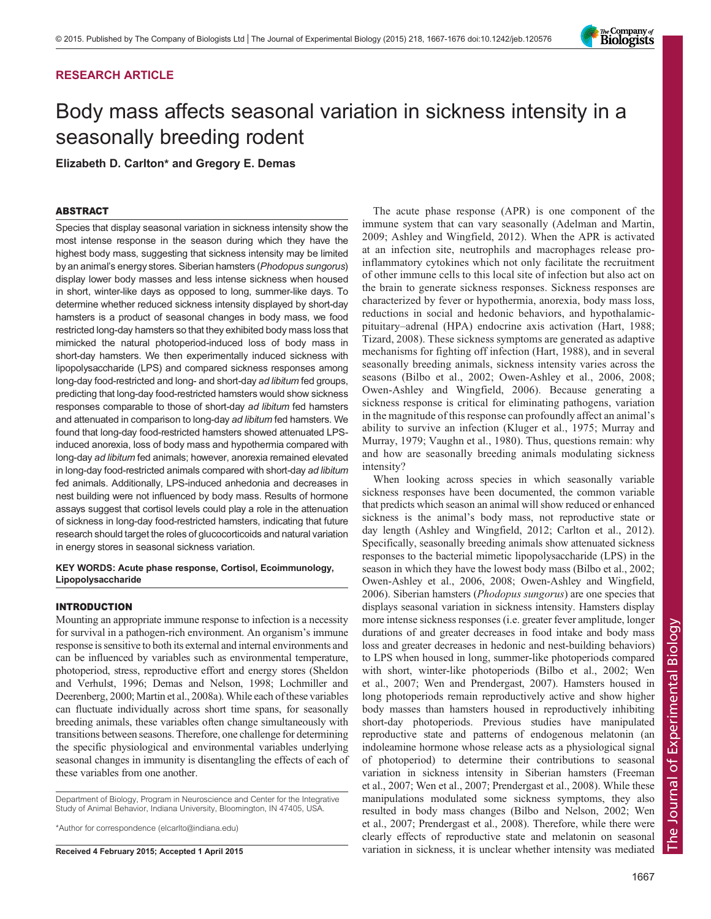RESEARCH ARTICLE

# Body mass affects seasonal variation in sickness intensity in a seasonally breeding rodent

**Elizabeth D. Carlton* and Gregory E. Demas**

## ABSTRACT

Species that display seasonal variation in sickness intensity show the most intense response in the season during which they have the highest body mass, suggesting that sickness intensity may be limited by an animal's energy stores. Siberian hamsters (*Phodopus sungorus*) display lower body masses and less intense sickness when housed in short, winter-like days as opposed to long, summer-like days. To determine whether reduced sickness intensity displayed by short-day hamsters is a product of seasonal changes in body mass, we food restricted long-day hamsters so that they exhibited body mass loss that mimicked the natural photoperiod-induced loss of body mass in short-day hamsters. We then experimentally induced sickness with lipopolysaccharide (LPS) and compared sickness responses among long-day food-restricted and long- and short-day *ad libitum* fed groups, predicting that long-day food-restricted hamsters would show sickness responses comparable to those of short-day *ad libitum* fed hamsters and attenuated in comparison to long-day *ad libitum* fed hamsters. We found that long-day food-restricted hamsters showed attenuated LPS-induced anorexia, loss of body mass and hypothermia compared with long-day *ad libitum* fed animals; however, anorexia remained elevated in long-day food-restricted animals compared with short-day *ad libitum* fed animals. Additionally, LPS-induced anhedonia and decreases in nest building were not influenced by body mass. Results of hormone assays suggest that cortisol levels could play a role in the attenuation of sickness in long-day food-restricted hamsters, indicating that future research should target the roles of glucocorticoids and natural variation in energy stores in seasonal sickness variation.

**KEY WORDS: Acute phase response, Cortisol, Ecoimmunology, Lipopolysaccharide**

## INTRODUCTION

Mounting an appropriate immune response to infection is a necessity for survival in a pathogen-rich environment. An organism's immune response is sensitive to both its external and internal environments and can be influenced by variables such as environmental temperature, photoperiod, stress, reproductive effort and energy stores (Sheldon and Verhulst, 1996; Demas and Nelson, 1998; Lochmiller and Deerenberg, 2000; Martin et al., 2008a). While each of these variables can fluctuate individually across short time spans, for seasonally breeding animals, these variables often change simultaneously with transitions between seasons. Therefore, one challenge for determining the specific physiological and environmental variables underlying seasonal changes in immunity is disentangling the effects of each of these variables from one another.

The acute phase response (APR) is one component of the immune system that can vary seasonally (Adelman and Martin, 2009; Ashley and Wingfield, 2012). When the APR is activated at an infection site, neutrophils and macrophages release pro-inflammatory cytokines which not only facilitate the recruitment of other immune cells to this local site of infection but also act on the brain to generate sickness responses. Sickness responses are characterized by fever or hypothermia, anorexia, body mass loss, reductions in social and hedonic behaviors, and hypothalamic-pituitary–adrenal (HPA) endocrine axis activation (Hart, 1988; Tizard, 2008). These sickness symptoms are generated as adaptive mechanisms for fighting off infection (Hart, 1988), and in several seasonally breeding animals, sickness intensity varies across the seasons (Bilbo et al., 2002; Owen-Ashley et al., 2006, 2008; Owen-Ashley and Wingfield, 2006). Because generating a sickness response is critical for eliminating pathogens, variation in the magnitude of this response can profoundly affect an animal's ability to survive an infection (Kluger et al., 1975; Murray and Murray, 1979; Vaughn et al., 1980). Thus, questions remain: why and how are seasonally breeding animals modulating sickness intensity?

When looking across species in which seasonally variable sickness responses have been documented, the common variable that predicts which season an animal will show reduced or enhanced sickness is the animal's body mass, not reproductive state or day length (Ashley and Wingfield, 2012; Carlton et al., 2012). Specifically, seasonally breeding animals show attenuated sickness responses to the bacterial mimetic lipopolysaccharide (LPS) in the season in which they have the lowest body mass (Bilbo et al., 2002; Owen-Ashley et al., 2006, 2008; Owen-Ashley and Wingfield, 2006). Siberian hamsters (*Phodopus sungorus*) are one species that displays seasonal variation in sickness intensity. Hamsters display more intense sickness responses (i.e. greater fever amplitude, longer durations of and greater decreases in food intake and body mass loss and greater decreases in hedonic and nest-building behaviors) to LPS when housed in long, summer-like photoperiods compared with short, winter-like photoperiods (Bilbo et al., 2002; Wen et al., 2007; Wen and Prendergast, 2007). Hamsters housed in long photoperiods remain reproductively active and show higher body masses than hamsters housed in reproductively inhibiting short-day photoperiods. Previous studies have manipulated reproductive state and patterns of endogenous melatonin (an indoleamine hormone whose release acts as a physiological signal of photoperiod) to determine their contributions to seasonal variation in sickness intensity in Siberian hamsters (Freeman et al., 2007; Wen et al., 2007; Prendergast et al., 2008). While these manipulations modulated some sickness symptoms, they also resulted in body mass changes (Bilbo and Nelson, 2002; Wen et al., 2007; Prendergast et al., 2008). Therefore, while there were clearly effects of reproductive state and melatonin on seasonal variation in sickness, it is unclear whether intensity was mediated

Department of Biology, Program in Neuroscience and Center for the Integrative Study of Animal Behavior, Indiana University, Bloomington, IN 47405, USA.

*Author for correspondence (elcarlto@indiana.edu)

Received 4 February 2015; Accepted 1 April 2015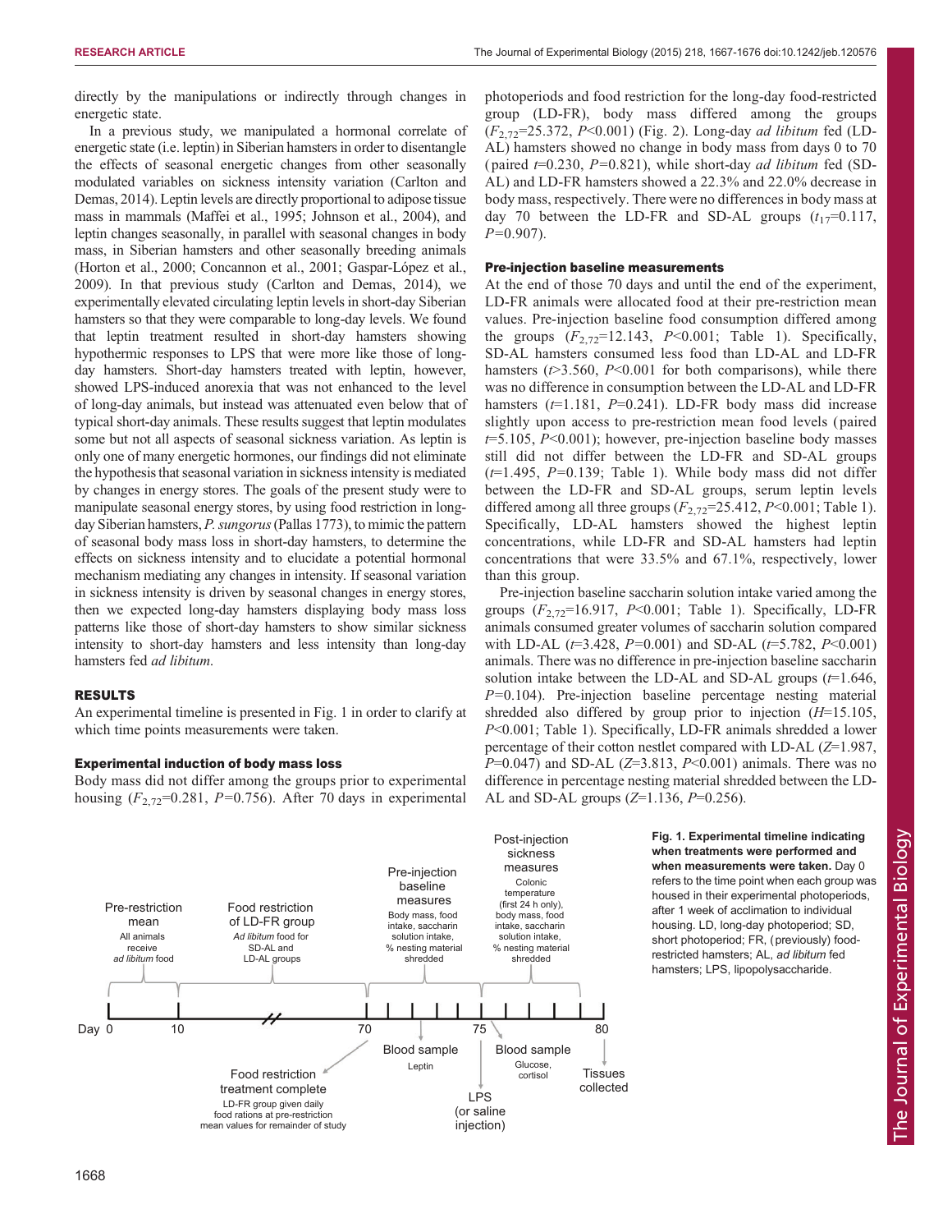directly by the manipulations or indirectly through changes in energetic state.

In a previous study, we manipulated a hormonal correlate of energetic state (i.e. leptin) in Siberian hamsters in order to disentangle the effects of seasonal energetic changes from other seasonally modulated variables on sickness intensity variation (Carlton and Demas, 2014). Leptin levels are directly proportional to adipose tissue mass in mammals (Maffei et al., 1995; Johnson et al., 2004), and leptin changes seasonally, in parallel with seasonal changes in body mass, in Siberian hamsters and other seasonally breeding animals (Horton et al., 2000; Concannon et al., 2001; Gaspar-López et al., 2009). In that previous study (Carlton and Demas, 2014), we experimentally elevated circulating leptin levels in short-day Siberian hamsters so that they were comparable to long-day levels. We found that leptin treatment resulted in short-day hamsters showing hypothermic responses to LPS that were more like those of long-day hamsters. Short-day hamsters treated with leptin, however, showed LPS-induced anorexia that was not enhanced to the level of long-day animals, but instead was attenuated even below that of typical short-day animals. These results suggest that leptin modulates some but not all aspects of seasonal sickness variation. As leptin is only one of many energetic hormones, our findings did not eliminate the hypothesis that seasonal variation in sickness intensity is mediated by changes in energy stores. The goals of the present study were to manipulate seasonal energy stores, by using food restriction in long-day Siberian hamsters, *P. sungorus* (Pallas 1773), to mimic the pattern of seasonal body mass loss in short-day hamsters, to determine the effects on sickness intensity and to elucidate a potential hormonal mechanism mediating any changes in intensity. If seasonal variation in sickness intensity is driven by seasonal changes in energy stores, then we expected long-day hamsters displaying body mass loss patterns like those of short-day hamsters to show similar sickness intensity to short-day hamsters and less intensity than long-day hamsters fed *ad libitum*.

## RESULTS

An experimental timeline is presented in Fig. 1 in order to clarify at which time points measurements were taken.

### Experimental induction of body mass loss

Body mass did not differ among the groups prior to experimental housing ($F_{2,72}$=0.281, $P$=0.756). After 70 days in experimental photoperiods and food restriction for the long-day food-restricted group (LD-FR), body mass differed among the groups ($F_{2,72}$=25.372, $P$<0.001) (Fig. 2). Long-day *ad libitum* fed (LD-AL) hamsters showed no change in body mass from days 0 to 70 (paired $t$=0.230, $P$=0.821), while short-day *ad libitum* fed (SD-AL) and LD-FR hamsters showed a 22.3% and 22.0% decrease in body mass, respectively. There were no differences in body mass at day 70 between the LD-FR and SD-AL groups ($t_{17}$=0.117, $P$=0.907).

### Pre-injection baseline measurements

At the end of those 70 days and until the end of the experiment, LD-FR animals were allocated food at their pre-restriction mean values. Pre-injection baseline food consumption differed among the groups ($F_{2,72}$=12.143, $P$<0.001; Table 1). Specifically, SD-AL hamsters consumed less food than LD-AL and LD-FR hamsters ($t$>3.560, $P$<0.001 for both comparisons), while there was no difference in consumption between the LD-AL and LD-FR hamsters ($t$=1.181, $P$=0.241). LD-FR body mass did increase slightly upon access to pre-restriction mean food levels (paired $t$=5.105, $P$<0.001); however, pre-injection baseline body masses still did not differ between the LD-FR and SD-AL groups ($t$=1.495, $P$=0.139; Table 1). While body mass did not differ between the LD-FR and SD-AL groups, serum leptin levels differed among all three groups ($F_{2,72}$=25.412, $P$<0.001; Table 1). Specifically, LD-AL hamsters showed the highest leptin concentrations, while LD-FR and SD-AL hamsters had leptin concentrations that were 33.5% and 67.1%, respectively, lower than this group.

Pre-injection baseline saccharin solution intake varied among the groups ($F_{2,72}$=16.917, $P$<0.001; Table 1). Specifically, LD-FR animals consumed greater volumes of saccharin solution compared with LD-AL ($t$=3.428, $P$=0.001) and SD-AL ($t$=5.782, $P$<0.001) animals. There was no difference in pre-injection baseline saccharin solution intake between the LD-AL and SD-AL groups ($t$=1.646, $P$=0.104). Pre-injection baseline percentage nesting material shredded also differed by group prior to injection ($H$=15.105, $P$<0.001; Table 1). Specifically, LD-FR animals shredded a lower percentage of their cotton nestlet compared with LD-AL ($Z$=1.987, $P$=0.047) and SD-AL ($Z$=3.813, $P$<0.001) animals. There was no difference in percentage nesting material shredded between the LD-AL and SD-AL groups ($Z$=1.136, $P$=0.256).

**Fig. 1. Experimental timeline indicating when treatments were performed and when measurements were taken.** Day 0 refers to the time point when each group was housed in their experimental photoperiods, after 1 week of acclimation to individual housing. LD, long-day photoperiod; SD, short photoperiod; FR, (previously) food-restricted hamsters; AL, *ad libitum* fed hamsters; LPS, lipopolysaccharide.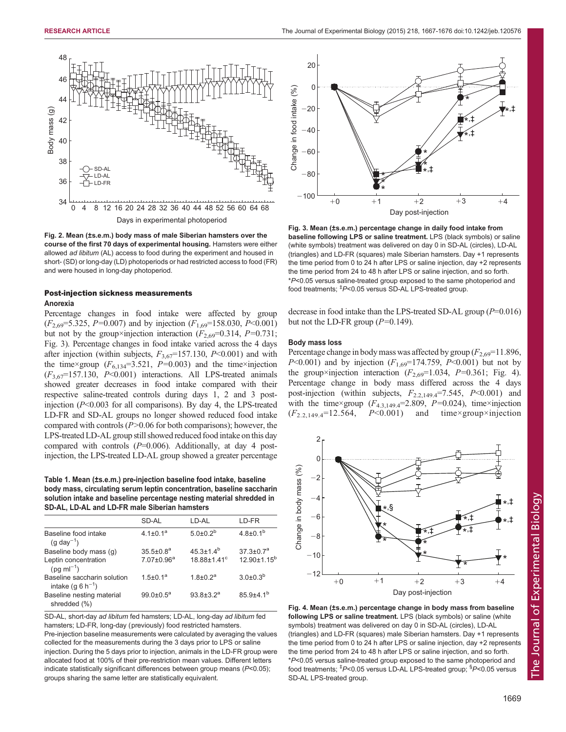Fig. 2. Mean (±s.e.m.) body mass of male Siberian hamsters over the course of the first 70 days of experimental housing. Hamsters were either allowed *ad libitum* (AL) access to food during the experiment and housed in short- (SD) or long-day (LD) photoperiods or had restricted access to food (FR) and were housed in long-day photoperiod.

Fig. 3. Mean (±s.e.m.) percentage change in daily food intake from baseline following LPS or saline treatment. LPS (black symbols) or saline (white symbols) treatment was delivered on day 0 in SD-AL (circles), LD-AL (triangles) and LD-FR (squares) male Siberian hamsters. Day +1 represents the time period from 0 to 24 h after LPS or saline injection, day +2 represents the time period from 24 to 48 h after LPS or saline injection, and so forth. *$P$<0.05 versus saline-treated group exposed to the same photoperiod and food treatments; ‡$P$<0.05 versus SD-AL LPS-treated group.

### Post-injection sickness measurements

#### Anorexia

Percentage changes in food intake were affected by group ($F_{2,69}$=5.325, $P$=0.007) and by injection ($F_{1,69}$=158.030, $P$<0.001) but not by the group×injection interaction ($F_{2,69}$=0.314, $P$=0.731; Fig. 3). Percentage changes in food intake varied across the 4 days after injection (within subjects, $F_{3,67}$=157.130, $P$<0.001) and with the time×group ($F_{6,134}$=3.521, $P$=0.003) and the time×injection ($F_{3,67}$=157.130, $P$<0.001) interactions. All LPS-treated animals showed greater decreases in food intake compared with their respective saline-treated controls during days 1, 2 and 3 post-injection ($P$<0.003 for all comparisons). By day 4, the LPS-treated LD-FR and SD-AL groups no longer showed reduced food intake compared with controls ($P$>0.06 for both comparisons); however, the LPS-treated LD-AL group still showed reduced food intake on this day compared with controls ($P$=0.006). Additionally, at day 4 post-injection, the LPS-treated LD-AL group showed a greater percentage decrease in food intake than the LPS-treated SD-AL group ($P$=0.016) but not the LD-FR group ($P$=0.149).

**Table 1. Mean (±s.e.m.) pre-injection baseline food intake, baseline body mass, circulating serum leptin concentration, baseline saccharin solution intake and baseline percentage nesting material shredded in SD-AL, LD-AL and LD-FR male Siberian hamsters**

| | SD-AL | LD-AL | LD-FR |
|---|---|---|---|
| Baseline food intake (g day$^{-1}$) | 4.1±0.1[a] | 5.0±0.2[b] | 4.8±0.1[b] |
| Baseline body mass (g) | 35.5±0.8[a] | 45.3±1.4[b] | 37.3±0.7[a] |
| Leptin concentration (pg ml$^{-1}$) | 7.07±0.96[a] | 18.88±1.41[c] | 12.90±1.15[b] |
| Baseline saccharin solution intake (g 6 h$^{-1}$) | 1.5±0.1[a] | 1.8±0.2[a] | 3.0±0.3[b] |
| Baseline nesting material shredded (%) | 99.0±0.5[a] | 93.8±3.2[a] | 85.9±4.1[b] |

SD-AL, short-day *ad libitum* fed hamsters; LD-AL, long-day *ad libitum* fed hamsters; LD-FR, long-day (previously) food restricted hamsters. Pre-injection baseline measurements were calculated by averaging the values collected for the measurements during the 3 days prior to LPS or saline injection. During the 5 days prior to injection, animals in the LD-FR group were allocated food at 100% of their pre-restriction mean values. Different letters indicate statistically significant differences between group means ($P$<0.05); groups sharing the same letter are statistically equivalent.

#### Body mass loss

Percentage change in body mass was affected by group ($F_{2,69}$=11.896, $P$<0.001) and by injection ($F_{1,69}$=174.759, $P$<0.001) but not by the group×injection interaction ($F_{2,69}$=1.034, $P$=0.361; Fig. 4). Percentage change in body mass differed across the 4 days post-injection (within subjects, $F_{2.2,149.4}$=7.545, $P$<0.001) and with the time×group ($F_{4.3,149.4}$=2.809, $P$=0.024), time×injection ($F_{2.2,149.4}$=12.564, $P$<0.001) and time×group×injection

Fig. 4. Mean (±s.e.m.) percentage change in body mass from baseline following LPS or saline treatment. LPS (black symbols) or saline (white symbols) treatment was delivered on day 0 in SD-AL (circles), LD-AL (triangles) and LD-FR (squares) male Siberian hamsters. Day +1 represents the time period from 0 to 24 h after LPS or saline injection, day +2 represents the time period from 24 to 48 h after LPS or saline injection, and so forth. *$P$<0.05 versus saline-treated group exposed to the same photoperiod and food treatments; ‡$P$<0.05 versus LD-AL LPS-treated group; §$P$<0.05 versus SD-AL LPS-treated group.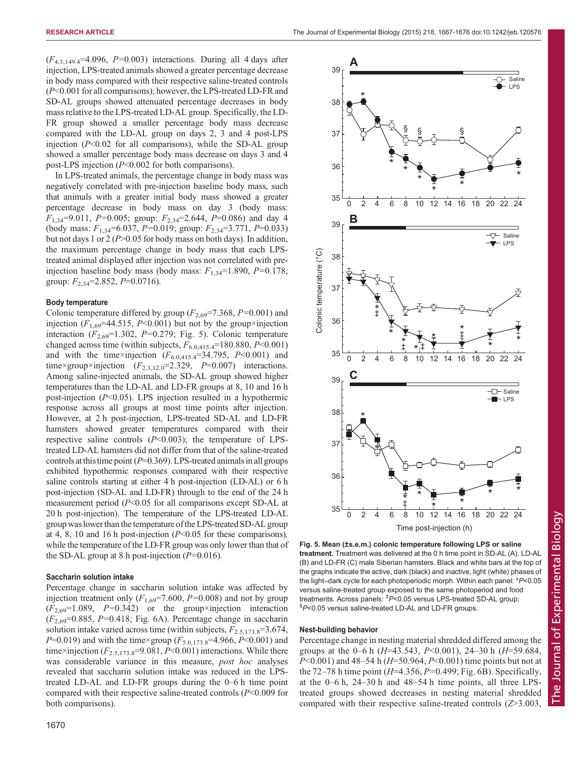($F_{4.3,149.4}$=4.096, $P$=0.003) interactions. During all 4 days after injection, LPS-treated animals showed a greater percentage decrease in body mass compared with their respective saline-treated controls ($P$<0.001 for all comparisons); however, the LPS-treated LD-FR and SD-AL groups showed attenuated percentage decreases in body mass relative to the LPS-treated LD-AL group. Specifically, the LD-FR group showed a smaller percentage body mass decrease compared with the LD-AL group on days 2, 3 and 4 post-LPS injection ($P$<0.02 for all comparisons), while the SD-AL group showed a smaller percentage body mass decrease on days 3 and 4 post-LPS injection ($P$<0.002 for both comparisons).

In LPS-treated animals, the percentage change in body mass was negatively correlated with pre-injection baseline body mass, such that animals with a greater initial body mass showed a greater percentage decrease in body mass on day 3 (body mass: $F_{1,34}$=9.011, $P$=0.005; group: $F_{2,34}$=2.644, $P$=0.086) and day 4 (body mass: $F_{1,34}$=6.037, $P$=0.019; group: $F_{2,34}$=3.771, $P$=0.033) but not days 1 or 2 ($P$>0.05 for body mass on both days). In addition, the maximum percentage change in body mass that each LPS-treated animal displayed after injection was not correlated with pre-injection baseline body mass (body mass: $F_{1,34}$=1.890, $P$=0.178; group: $F_{2,34}$=2.852, $P$=0.0716).

### Body temperature

Colonic temperature differed by group ($F_{2,69}$=7.368, $P$=0.001) and injection ($F_{1,69}$=44.515, $P$<0.001) but not by the group×injection interaction ($F_{2,69}$=1.302, $P$=0.279; Fig. 5). Colonic temperature changed across time (within subjects, $F_{6.0,415.4}$=180.880, $P$<0.001) and with the time×injection ($F_{6.0,415.4}$=34.795, $P$<0.001) and time×group×injection ($F_{2.3,12.0}$=2.329, $P$=0.007) interactions. Among saline-injected animals, the SD-AL group showed higher temperatures than the LD-AL and LD-FR groups at 8, 10 and 16 h post-injection ($P$<0.05). LPS injection resulted in a hypothermic response across all groups at most time points after injection. However, at 2 h post-injection, LPS-treated SD-AL and LD-FR hamsters showed greater temperatures compared with their respective saline controls ($P$<0.003); the temperature of LPS-treated LD-AL hamsters did not differ from that of the saline-treated controls at this time point ($P$=0.369). LPS-treated animals in all groups exhibited hypothermic responses compared with their respective saline controls starting at either 4 h post-injection (LD-AL) or 6 h post-injection (SD-AL and LD-FR) through to the end of the 24 h measurement period ($P$<0.05 for all comparisons except SD-AL at 20 h post-injection). The temperature of the LPS-treated LD-AL group was lower than the temperature of the LPS-treated SD-AL group at 4, 8, 10 and 16 h post-injection ($P$<0.05 for these comparisons), while the temperature of the LD-FR group was only lower than that of the SD-AL group at 8 h post-injection ($P$=0.016).

### Saccharin solution intake

Percentage change in saccharin solution intake was affected by injection treatment only ($F_{1,69}$=7.600, $P$=0.008) and not by group ($F_{2,69}$=1.089, $P$=0.342) or the group×injection interaction ($F_{2,69}$=0.885, $P$=0.418; Fig. 6A). Percentage change in saccharin solution intake varied across time (within subjects, $F_{2.5,173.8}$=3.674, $P$=0.019) and with the time×group ($F_{5.0,173.8}$=4.966, $P$<0.001) and time×injection ($F_{2.5,173.8}$=9.081, $P$<0.001) interactions. While there was considerable variance in this measure, *post hoc* analyses revealed that saccharin solution intake was reduced in the LPS-treated LD-AL and LD-FR groups during the 0–6 h time point compared with their respective saline-treated controls ($P$<0.009 for both comparisons).

**Fig. 5. Mean (±s.e.m.) colonic temperature following LPS or saline treatment.** Treatment was delivered at the 0 h time point in SD-AL (A), LD-AL (B) and LD-FR (C) male Siberian hamsters. Black and white bars at the top of the graphs indicate the active, dark (black) and inactive, light (white) phases of the light–dark cycle for each photoperiodic morph. Within each panel: *$P$<0.05 versus saline-treated group exposed to the same photoperiod and food treatments. Across panels: ‡$P$<0.05 versus LPS-treated SD-AL group; §$P$<0.05 versus saline-treated LD-AL and LD-FR groups.

### Nest-building behavior

Percentage change in nesting material shredded differed among the groups at the 0–6 h ($H$=43.543, $P$<0.001), 24–30 h ($H$=59.684, $P$<0.001) and 48–54 h ($H$=50.964, $P$<0.001) time points but not at the 72–78 h time point ($H$=4.356, $P$=0.499; Fig. 6B). Specifically, at the 0–6 h, 24–30 h and 48–54 h time points, all three LPS-treated groups showed decreases in nesting material shredded compared with their respective saline-treated controls ($Z$>3.003,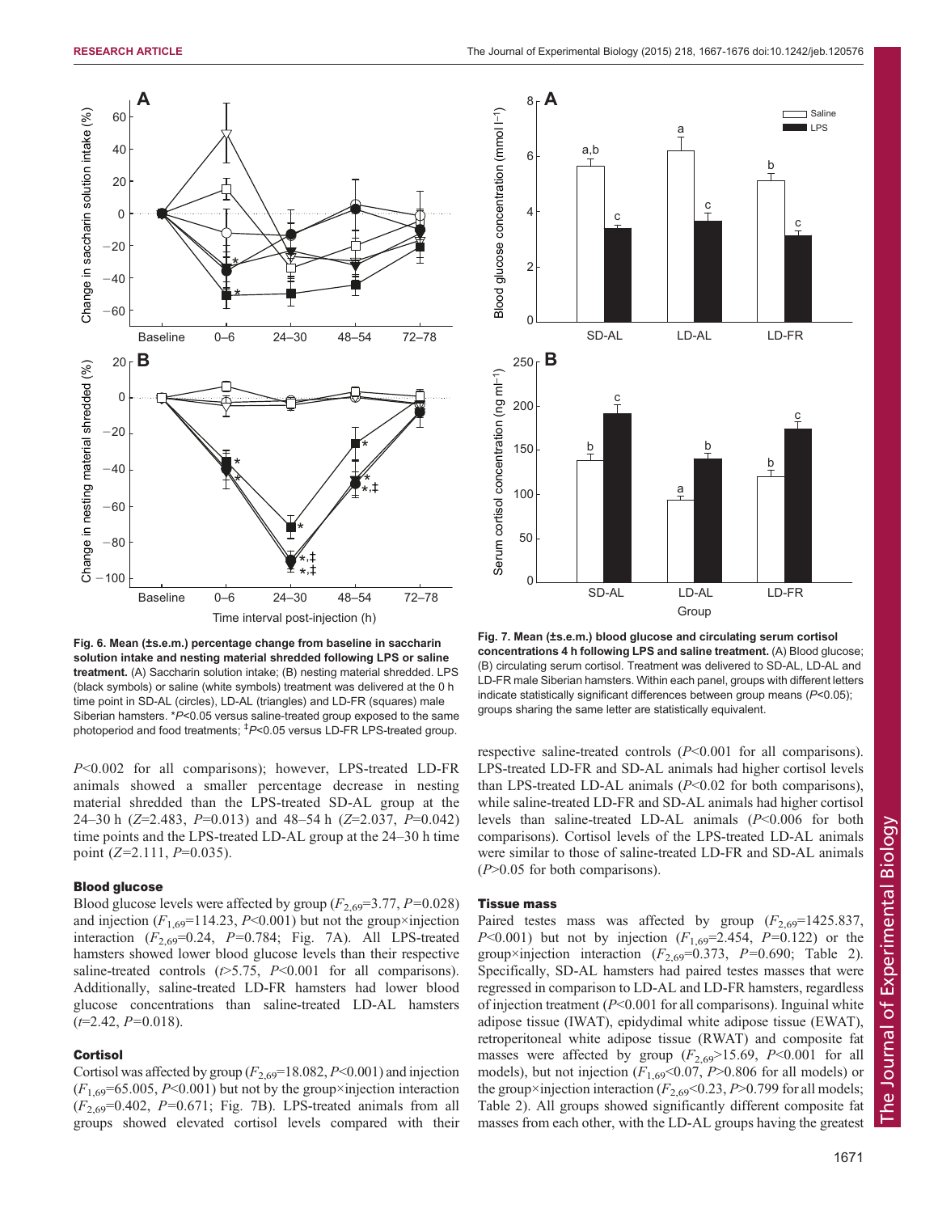Fig. 6. Mean (±s.e.m.) percentage change from baseline in saccharin solution intake and nesting material shredded following LPS or saline treatment. (A) Saccharin solution intake; (B) nesting material shredded. LPS (black symbols) or saline (white symbols) treatment was delivered at the 0 h time point in SD-AL (circles), LD-AL (triangles) and LD-FR (squares) male Siberian hamsters. \*$P$<0.05 versus saline-treated group exposed to the same photoperiod and food treatments; ‡$P$<0.05 versus LD-FR LPS-treated group.

Fig. 7. Mean (±s.e.m.) blood glucose and circulating serum cortisol concentrations 4 h following LPS and saline treatment. (A) Blood glucose; (B) circulating serum cortisol. Treatment was delivered to SD-AL, LD-AL and LD-FR male Siberian hamsters. Within each panel, groups with different letters indicate statistically significant differences between group means ($P$<0.05); groups sharing the same letter are statistically equivalent.

$P$<0.002 for all comparisons); however, LPS-treated LD-FR animals showed a smaller percentage decrease in nesting material shredded than the LPS-treated SD-AL group at the 24–30 h ($Z$=2.483, $P$=0.013) and 48–54 h ($Z$=2.037, $P$=0.042) time points and the LPS-treated LD-AL group at the 24–30 h time point ($Z$=2.111, $P$=0.035).

### Blood glucose

Blood glucose levels were affected by group ($F_{2,69}$=3.77, $P$=0.028) and injection ($F_{1,69}$=114.23, $P$<0.001) but not the group×injection interaction ($F_{2,69}$=0.24, $P$=0.784; Fig. 7A). All LPS-treated hamsters showed lower blood glucose levels than their respective saline-treated controls ($t$>5.75, $P$<0.001 for all comparisons). Additionally, saline-treated LD-FR hamsters had lower blood glucose concentrations than saline-treated LD-AL hamsters ($t$=2.42, $P$=0.018).

### Cortisol

Cortisol was affected by group ($F_{2,69}$=18.082, $P$<0.001) and injection ($F_{1,69}$=65.005, $P$<0.001) but not by the group×injection interaction ($F_{2,69}$=0.402, $P$=0.671; Fig. 7B). LPS-treated animals from all groups showed elevated cortisol levels compared with their respective saline-treated controls ($P$<0.001 for all comparisons). LPS-treated LD-FR and SD-AL animals had higher cortisol levels than LPS-treated LD-AL animals ($P$<0.02 for both comparisons), while saline-treated LD-FR and SD-AL animals had higher cortisol levels than saline-treated LD-AL animals ($P$<0.006 for both comparisons). Cortisol levels of the LPS-treated LD-AL animals were similar to those of saline-treated LD-FR and SD-AL animals ($P$>0.05 for both comparisons).

### Tissue mass

Paired testes mass was affected by group ($F_{2,69}$=1425.837, $P$<0.001) but not by injection ($F_{1,69}$=2.454, $P$=0.122) or the group×injection interaction ($F_{2,69}$=0.373, $P$=0.690; Table 2). Specifically, SD-AL hamsters had paired testes masses that were regressed in comparison to LD-AL and LD-FR hamsters, regardless of injection treatment ($P$<0.001 for all comparisons). Inguinal white adipose tissue (IWAT), epidydimal white adipose tissue (EWAT), retroperitoneal white adipose tissue (RWAT) and composite fat masses were affected by group ($F_{2,69}$>15.69, $P$<0.001 for all models), but not injection ($F_{1,69}$<0.07, $P$>0.806 for all models) or the group×injection interaction ($F_{2,69}$<0.23, $P$>0.799 for all models; Table 2). All groups showed significantly different composite fat masses from each other, with the LD-AL groups having the greatest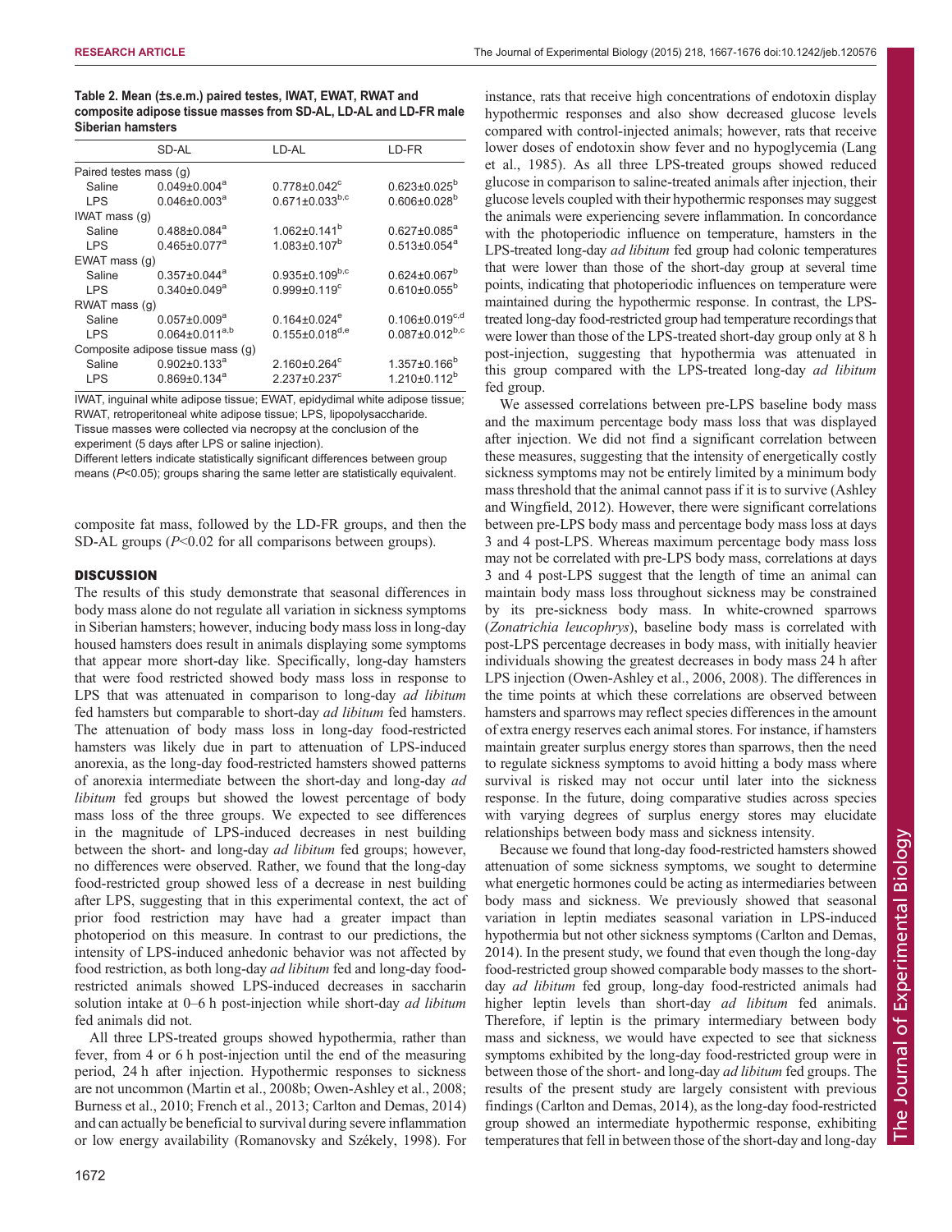**Table 2. Mean (±s.e.m.) paired testes, IWAT, EWAT, RWAT and composite adipose tissue masses from SD-AL, LD-AL and LD-FR male Siberian hamsters**

| | SD-AL | LD-AL | LD-FR |
|---|---|---|---|
| Paired testes mass (g) | | | |
| Saline | 0.049±0.004[a] | 0.778±0.042[c] | 0.623±0.025[b] |
| LPS | 0.046±0.003[a] | 0.671±0.033[b,c] | 0.606±0.028[b] |
| IWAT mass (g) | | | |
| Saline | 0.488±0.084[a] | 1.062±0.141[b] | 0.627±0.085[a] |
| LPS | 0.465±0.077[a] | 1.083±0.107[b] | 0.513±0.054[a] |
| EWAT mass (g) | | | |
| Saline | 0.357±0.044[a] | 0.935±0.109[b,c] | 0.624±0.067[b] |
| LPS | 0.340±0.049[a] | 0.999±0.119[c] | 0.610±0.055[b] |
| RWAT mass (g) | | | |
| Saline | 0.057±0.009[a] | 0.164±0.024[e] | 0.106±0.019[c,d] |
| LPS | 0.064±0.011[a,b] | 0.155±0.018[d,e] | 0.087±0.012[b,c] |
| Composite adipose tissue mass (g) | | | |
| Saline | 0.902±0.133[a] | 2.160±0.264[c] | 1.357±0.166[b] |
| LPS | 0.869±0.134[a] | 2.237±0.237[c] | 1.210±0.112[b] |

IWAT, inguinal white adipose tissue; EWAT, epidydimal white adipose tissue; RWAT, retroperitoneal white adipose tissue; LPS, lipopolysaccharide.
Tissue masses were collected via necropsy at the conclusion of the experiment (5 days after LPS or saline injection).
Different letters indicate statistically significant differences between group means ($P<0.05$); groups sharing the same letter are statistically equivalent.

composite fat mass, followed by the LD-FR groups, and then the SD-AL groups ($P<0.02$ for all comparisons between groups).

## DISCUSSION

The results of this study demonstrate that seasonal differences in body mass alone do not regulate all variation in sickness symptoms in Siberian hamsters; however, inducing body mass loss in long-day housed hamsters does result in animals displaying some symptoms that appear more short-day like. Specifically, long-day hamsters that were food restricted showed body mass loss in response to LPS that was attenuated in comparison to long-day *ad libitum* fed hamsters but comparable to short-day *ad libitum* fed hamsters. The attenuation of body mass loss in long-day food-restricted hamsters was likely due in part to attenuation of LPS-induced anorexia, as the long-day food-restricted hamsters showed patterns of anorexia intermediate between the short-day and long-day *ad libitum* fed groups but showed the lowest percentage of body mass loss of the three groups. We expected to see differences in the magnitude of LPS-induced decreases in nest building between the short- and long-day *ad libitum* fed groups; however, no differences were observed. Rather, we found that the long-day food-restricted group showed less of a decrease in nest building after LPS, suggesting that in this experimental context, the act of prior food restriction may have had a greater impact than photoperiod on this measure. In contrast to our predictions, the intensity of LPS-induced anhedonic behavior was not affected by food restriction, as both long-day *ad libitum* fed and long-day food-restricted animals showed LPS-induced decreases in saccharin solution intake at 0–6 h post-injection while short-day *ad libitum* fed animals did not.

All three LPS-treated groups showed hypothermia, rather than fever, from 4 or 6 h post-injection until the end of the measuring period, 24 h after injection. Hypothermic responses to sickness are not uncommon (Martin et al., 2008b; Owen-Ashley et al., 2008; Burness et al., 2010; French et al., 2013; Carlton and Demas, 2014) and can actually be beneficial to survival during severe inflammation or low energy availability (Romanovsky and Székely, 1998). For instance, rats that receive high concentrations of endotoxin display hypothermic responses and also show decreased glucose levels compared with control-injected animals; however, rats that receive lower doses of endotoxin show fever and no hypoglycemia (Lang et al., 1985). As all three LPS-treated groups showed reduced glucose in comparison to saline-treated animals after injection, their glucose levels coupled with their hypothermic responses may suggest the animals were experiencing severe inflammation. In concordance with the photoperiodic influence on temperature, hamsters in the LPS-treated long-day *ad libitum* fed group had colonic temperatures that were lower than those of the short-day group at several time points, indicating that photoperiodic influences on temperature were maintained during the hypothermic response. In contrast, the LPS-treated long-day food-restricted group had temperature recordings that were lower than those of the LPS-treated short-day group only at 8 h post-injection, suggesting that hypothermia was attenuated in this group compared with the LPS-treated long-day *ad libitum* fed group.

We assessed correlations between pre-LPS baseline body mass and the maximum percentage body mass loss that was displayed after injection. We did not find a significant correlation between these measures, suggesting that the intensity of energetically costly sickness symptoms may not be entirely limited by a minimum body mass threshold that the animal cannot pass if it is to survive (Ashley and Wingfield, 2012). However, there were significant correlations between pre-LPS body mass and percentage body mass loss at days 3 and 4 post-LPS. Whereas maximum percentage body mass loss may not be correlated with pre-LPS body mass, correlations at days 3 and 4 post-LPS suggest that the length of time an animal can maintain body mass loss throughout sickness may be constrained by its pre-sickness body mass. In white-crowned sparrows (*Zonatrichia leucophrys*), baseline body mass is correlated with post-LPS percentage decreases in body mass, with initially heavier individuals showing the greatest decreases in body mass 24 h after LPS injection (Owen-Ashley et al., 2006, 2008). The differences in the time points at which these correlations are observed between hamsters and sparrows may reflect species differences in the amount of extra energy reserves each animal stores. For instance, if hamsters maintain greater surplus energy stores than sparrows, then the need to regulate sickness symptoms to avoid hitting a body mass where survival is risked may not occur until later into the sickness response. In the future, doing comparative studies across species with varying degrees of surplus energy stores may elucidate relationships between body mass and sickness intensity.

Because we found that long-day food-restricted hamsters showed attenuation of some sickness symptoms, we sought to determine what energetic hormones could be acting as intermediaries between body mass and sickness. We previously showed that seasonal variation in leptin mediates seasonal variation in LPS-induced hypothermia but not other sickness symptoms (Carlton and Demas, 2014). In the present study, we found that even though the long-day food-restricted group showed comparable body masses to the short-day *ad libitum* fed group, long-day food-restricted animals had higher leptin levels than short-day *ad libitum* fed animals. Therefore, if leptin is the primary intermediary between body mass and sickness, we would have expected to see that sickness symptoms exhibited by the long-day food-restricted group were in between those of the short- and long-day *ad libitum* fed groups. The results of the present study are largely consistent with previous findings (Carlton and Demas, 2014), as the long-day food-restricted group showed an intermediate hypothermic response, exhibiting temperatures that fell in between those of the short-day and long-day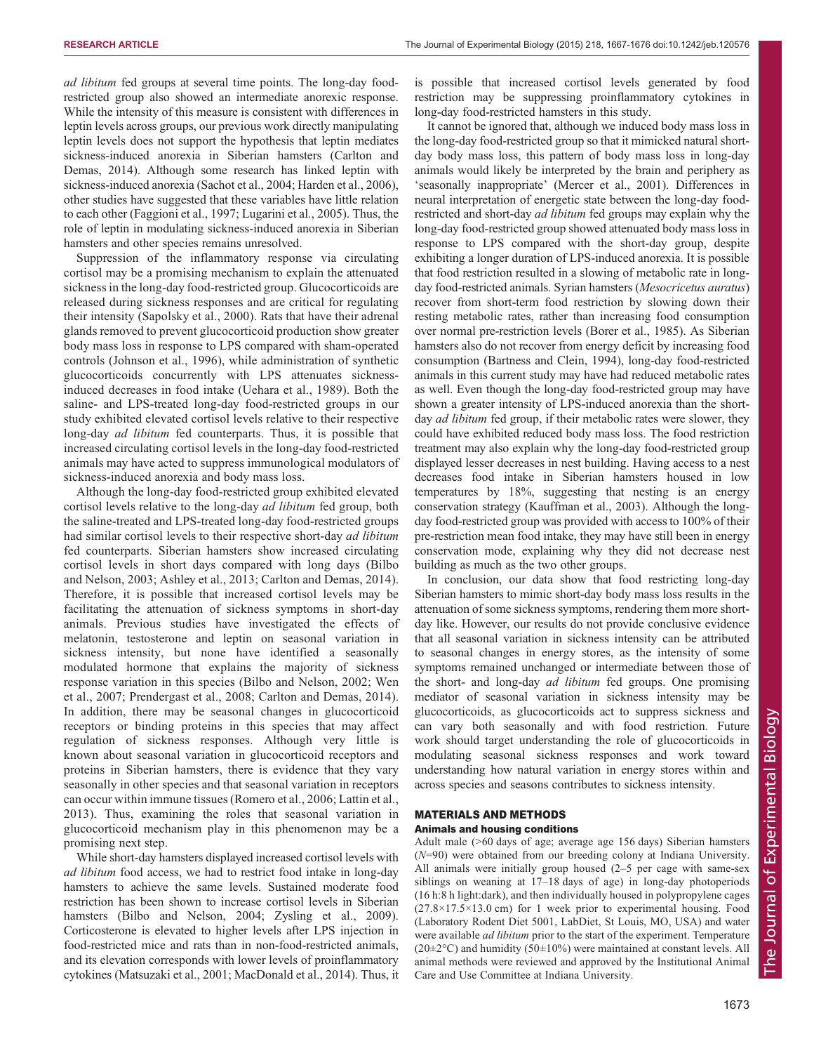*ad libitum* fed groups at several time points. The long-day food-restricted group also showed an intermediate anorexic response. While the intensity of this measure is consistent with differences in leptin levels across groups, our previous work directly manipulating leptin levels does not support the hypothesis that leptin mediates sickness-induced anorexia in Siberian hamsters (Carlton and Demas, 2014). Although some research has linked leptin with sickness-induced anorexia (Sachot et al., 2004; Harden et al., 2006), other studies have suggested that these variables have little relation to each other (Faggioni et al., 1997; Lugarini et al., 2005). Thus, the role of leptin in modulating sickness-induced anorexia in Siberian hamsters and other species remains unresolved.

Suppression of the inflammatory response via circulating cortisol may be a promising mechanism to explain the attenuated sickness in the long-day food-restricted group. Glucocorticoids are released during sickness responses and are critical for regulating their intensity (Sapolsky et al., 2000). Rats that have their adrenal glands removed to prevent glucocorticoid production show greater body mass loss in response to LPS compared with sham-operated controls (Johnson et al., 1996), while administration of synthetic glucocorticoids concurrently with LPS attenuates sickness-induced decreases in food intake (Uehara et al., 1989). Both the saline- and LPS-treated long-day food-restricted groups in our study exhibited elevated cortisol levels relative to their respective long-day *ad libitum* fed counterparts. Thus, it is possible that increased circulating cortisol levels in the long-day food-restricted animals may have acted to suppress immunological modulators of sickness-induced anorexia and body mass loss.

Although the long-day food-restricted group exhibited elevated cortisol levels relative to the long-day *ad libitum* fed group, both the saline-treated and LPS-treated long-day food-restricted groups had similar cortisol levels to their respective short-day *ad libitum* fed counterparts. Siberian hamsters show increased circulating cortisol levels in short days compared with long days (Bilbo and Nelson, 2003; Ashley et al., 2013; Carlton and Demas, 2014). Therefore, it is possible that increased cortisol levels may be facilitating the attenuation of sickness symptoms in short-day animals. Previous studies have investigated the effects of melatonin, testosterone and leptin on seasonal variation in sickness intensity, but none have identified a seasonally modulated hormone that explains the majority of sickness response variation in this species (Bilbo and Nelson, 2002; Wen et al., 2007; Prendergast et al., 2008; Carlton and Demas, 2014). In addition, there may be seasonal changes in glucocorticoid receptors or binding proteins in this species that may affect regulation of sickness responses. Although very little is known about seasonal variation in glucocorticoid receptors and proteins in Siberian hamsters, there is evidence that they vary seasonally in other species and that seasonal variation in receptors can occur within immune tissues (Romero et al., 2006; Lattin et al., 2013). Thus, examining the roles that seasonal variation in glucocorticoid mechanism play in this phenomenon may be a promising next step.

While short-day hamsters displayed increased cortisol levels with *ad libitum* food access, we had to restrict food intake in long-day hamsters to achieve the same levels. Sustained moderate food restriction has been shown to increase cortisol levels in Siberian hamsters (Bilbo and Nelson, 2004; Zysling et al., 2009). Corticosterone is elevated to higher levels after LPS injection in food-restricted mice and rats than in non-food-restricted animals, and its elevation corresponds with lower levels of proinflammatory cytokines (Matsuzaki et al., 2001; MacDonald et al., 2014). Thus, it is possible that increased cortisol levels generated by food restriction may be suppressing proinflammatory cytokines in long-day food-restricted hamsters in this study.

It cannot be ignored that, although we induced body mass loss in the long-day food-restricted group so that it mimicked natural short-day body mass loss, this pattern of body mass loss in long-day animals would likely be interpreted by the brain and periphery as 'seasonally inappropriate' (Mercer et al., 2001). Differences in neural interpretation of energetic state between the long-day food-restricted and short-day *ad libitum* fed groups may explain why the long-day food-restricted group showed attenuated body mass loss in response to LPS compared with the short-day group, despite exhibiting a longer duration of LPS-induced anorexia. It is possible that food restriction resulted in a slowing of metabolic rate in long-day food-restricted animals. Syrian hamsters (*Mesocricetus auratus*) recover from short-term food restriction by slowing down their resting metabolic rates, rather than increasing food consumption over normal pre-restriction levels (Borer et al., 1985). As Siberian hamsters also do not recover from energy deficit by increasing food consumption (Bartness and Clein, 1994), long-day food-restricted animals in this current study may have had reduced metabolic rates as well. Even though the long-day food-restricted group may have shown a greater intensity of LPS-induced anorexia than the short-day *ad libitum* fed group, if their metabolic rates were slower, they could have exhibited reduced body mass loss. The food restriction treatment may also explain why the long-day food-restricted group displayed lesser decreases in nest building. Having access to a nest decreases food intake in Siberian hamsters housed in low temperatures by 18%, suggesting that nesting is an energy conservation strategy (Kauffman et al., 2003). Although the long-day food-restricted group was provided with access to 100% of their pre-restriction mean food intake, they may have still been in energy conservation mode, explaining why they did not decrease nest building as much as the two other groups.

In conclusion, our data show that food restricting long-day Siberian hamsters to mimic short-day body mass loss results in the attenuation of some sickness symptoms, rendering them more short-day like. However, our results do not provide conclusive evidence that all seasonal variation in sickness intensity can be attributed to seasonal changes in energy stores, as the intensity of some symptoms remained unchanged or intermediate between those of the short- and long-day *ad libitum* fed groups. One promising mediator of seasonal variation in sickness intensity may be glucocorticoids, as glucocorticoids act to suppress sickness and can vary both seasonally and with food restriction. Future work should target understanding the role of glucocorticoids in modulating seasonal sickness responses and work toward understanding how natural variation in energy stores within and across species and seasons contributes to sickness intensity.

## MATERIALS AND METHODS

### Animals and housing conditions

Adult male (>60 days of age; average age 156 days) Siberian hamsters ($N$=90) were obtained from our breeding colony at Indiana University. All animals were initially group housed (2–5 per cage with same-sex siblings on weaning at 17–18 days of age) in long-day photoperiods (16 h:8 h light:dark), and then individually housed in polypropylene cages (27.8×17.5×13.0 cm) for 1 week prior to experimental housing. Food (Laboratory Rodent Diet 5001, LabDiet, St Louis, MO, USA) and water were available *ad libitum* prior to the start of the experiment. Temperature (20±2°C) and humidity (50±10%) were maintained at constant levels. All animal methods were reviewed and approved by the Institutional Animal Care and Use Committee at Indiana University.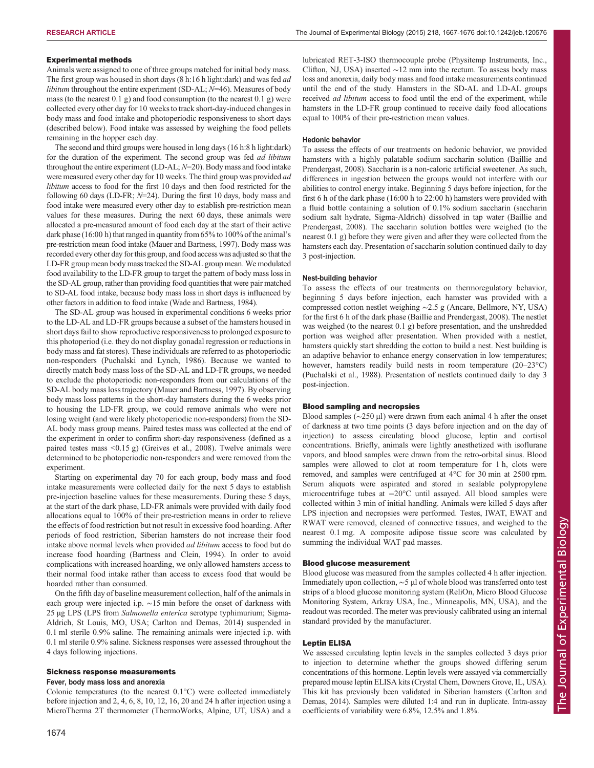### Experimental methods

Animals were assigned to one of three groups matched for initial body mass. The first group was housed in short days (8 h:16 h light:dark) and was fed *ad libitum* throughout the entire experiment (SD-AL; *N*=46). Measures of body mass (to the nearest 0.1 g) and food consumption (to the nearest 0.1 g) were collected every other day for 10 weeks to track short-day-induced changes in body mass and food intake and photoperiodic responsiveness to short days (described below). Food intake was assessed by weighing the food pellets remaining in the hopper each day.

The second and third groups were housed in long days (16 h:8 h light:dark) for the duration of the experiment. The second group was fed *ad libitum* throughout the entire experiment (LD-AL; *N*=20). Body mass and food intake were measured every other day for 10 weeks. The third group was provided *ad libitum* access to food for the first 10 days and then food restricted for the following 60 days (LD-FR; *N*=24). During the first 10 days, body mass and food intake were measured every other day to establish pre-restriction mean values for these measures. During the next 60 days, these animals were allocated a pre-measured amount of food each day at the start of their active dark phase (16:00 h) that ranged in quantity from 65% to 100% of the animal's pre-restriction mean food intake (Mauer and Bartness, 1997). Body mass was recorded every other day for this group, and food access was adjusted so that the LD-FR group mean body mass tracked the SD-AL group mean. We modulated food availability to the LD-FR group to target the pattern of body mass loss in the SD-AL group, rather than providing food quantities that were pair matched to SD-AL food intake, because body mass loss in short days is influenced by other factors in addition to food intake (Wade and Bartness, 1984).

The SD-AL group was housed in experimental conditions 6 weeks prior to the LD-AL and LD-FR groups because a subset of the hamsters housed in short days fail to show reproductive responsiveness to prolonged exposure to this photoperiod (i.e. they do not display gonadal regression or reductions in body mass and fat stores). These individuals are referred to as photoperiodic non-responders (Puchalski and Lynch, 1986). Because we wanted to directly match body mass loss of the SD-AL and LD-FR groups, we needed to exclude the photoperiodic non-responders from our calculations of the SD-AL body mass loss trajectory (Mauer and Bartness, 1997). By observing body mass loss patterns in the short-day hamsters during the 6 weeks prior to housing the LD-FR group, we could remove animals who were not losing weight (and were likely photoperiodic non-responders) from the SD-AL body mass group means. Paired testes mass was collected at the end of the experiment in order to confirm short-day responsiveness (defined as a paired testes mass <0.15 g) (Greives et al., 2008). Twelve animals were determined to be photoperiodic non-responders and were removed from the experiment.

Starting on experimental day 70 for each group, body mass and food intake measurements were collected daily for the next 5 days to establish pre-injection baseline values for these measurements. During these 5 days, at the start of the dark phase, LD-FR animals were provided with daily food allocations equal to 100% of their pre-restriction means in order to relieve the effects of food restriction but not result in excessive food hoarding. After periods of food restriction, Siberian hamsters do not increase their food intake above normal levels when provided *ad libitum* access to food but do increase food hoarding (Bartness and Clein, 1994). In order to avoid complications with increased hoarding, we only allowed hamsters access to their normal food intake rather than access to excess food that would be hoarded rather than consumed.

On the fifth day of baseline measurement collection, half of the animals in each group were injected i.p. ∼15 min before the onset of darkness with 25 µg LPS (LPS from *Salmonella enterica* serotype typhimurium; Sigma-Aldrich, St Louis, MO, USA; Carlton and Demas, 2014) suspended in 0.1 ml sterile 0.9% saline. The remaining animals were injected i.p. with 0.1 ml sterile 0.9% saline. Sickness responses were assessed throughout the 4 days following injections.

### Sickness response measurements

#### Fever, body mass loss and anorexia

Colonic temperatures (to the nearest 0.1°C) were collected immediately before injection and 2, 4, 6, 8, 10, 12, 16, 20 and 24 h after injection using a MicroTherma 2T thermometer (ThermoWorks, Alpine, UT, USA) and a lubricated RET-3-ISO thermocouple probe (Physitemp Instruments, Inc., Clifton, NJ, USA) inserted ∼12 mm into the rectum. To assess body mass loss and anorexia, daily body mass and food intake measurements continued until the end of the study. Hamsters in the SD-AL and LD-AL groups received *ad libitum* access to food until the end of the experiment, while hamsters in the LD-FR group continued to receive daily food allocations equal to 100% of their pre-restriction mean values.

#### Hedonic behavior

To assess the effects of our treatments on hedonic behavior, we provided hamsters with a highly palatable sodium saccharin solution (Baillie and Prendergast, 2008). Saccharin is a non-caloric artificial sweetener. As such, differences in ingestion between the groups would not interfere with our abilities to control energy intake. Beginning 5 days before injection, for the first 6 h of the dark phase (16:00 h to 22:00 h) hamsters were provided with a fluid bottle containing a solution of 0.1% sodium saccharin (saccharin sodium salt hydrate, Sigma-Aldrich) dissolved in tap water (Baillie and Prendergast, 2008). The saccharin solution bottles were weighed (to the nearest 0.1 g) before they were given and after they were collected from the hamsters each day. Presentation of saccharin solution continued daily to day 3 post-injection.

#### Nest-building behavior

To assess the effects of our treatments on thermoregulatory behavior, beginning 5 days before injection, each hamster was provided with a compressed cotton nestlet weighing ∼2.5 g (Ancare, Bellmore, NY, USA) for the first 6 h of the dark phase (Baillie and Prendergast, 2008). The nestlet was weighed (to the nearest 0.1 g) before presentation, and the unshredded portion was weighed after presentation. When provided with a nestlet, hamsters quickly start shredding the cotton to build a nest. Nest building is an adaptive behavior to enhance energy conservation in low temperatures; however, hamsters readily build nests in room temperature (20–23°C) (Puchalski et al., 1988). Presentation of nestlets continued daily to day 3 post-injection.

### Blood sampling and necropsies

Blood samples (∼250 µl) were drawn from each animal 4 h after the onset of darkness at two time points (3 days before injection and on the day of injection) to assess circulating blood glucose, leptin and cortisol concentrations. Briefly, animals were lightly anesthetized with isoflurane vapors, and blood samples were drawn from the retro-orbital sinus. Blood samples were allowed to clot at room temperature for 1 h, clots were removed, and samples were centrifuged at 4°C for 30 min at 2500 rpm. Serum aliquots were aspirated and stored in sealable polypropylene microcentrifuge tubes at −20°C until assayed. All blood samples were collected within 3 min of initial handling. Animals were killed 5 days after LPS injection and necropsies were performed. Testes, IWAT, EWAT and RWAT were removed, cleaned of connective tissues, and weighed to the nearest 0.1 mg. A composite adipose tissue score was calculated by summing the individual WAT pad masses.

### Blood glucose measurement

Blood glucose was measured from the samples collected 4 h after injection. Immediately upon collection, ∼5 µl of whole blood was transferred onto test strips of a blood glucose monitoring system (ReliOn, Micro Blood Glucose Monitoring System, Arkray USA, Inc., Minneapolis, MN, USA), and the readout was recorded. The meter was previously calibrated using an internal standard provided by the manufacturer.

### Leptin ELISA

We assessed circulating leptin levels in the samples collected 3 days prior to injection to determine whether the groups showed differing serum concentrations of this hormone. Leptin levels were assayed via commercially prepared mouse leptin ELISA kits (Crystal Chem, Downers Grove, IL, USA). This kit has previously been validated in Siberian hamsters (Carlton and Demas, 2014). Samples were diluted 1:4 and run in duplicate. Intra-assay coefficients of variability were 6.8%, 12.5% and 1.8%.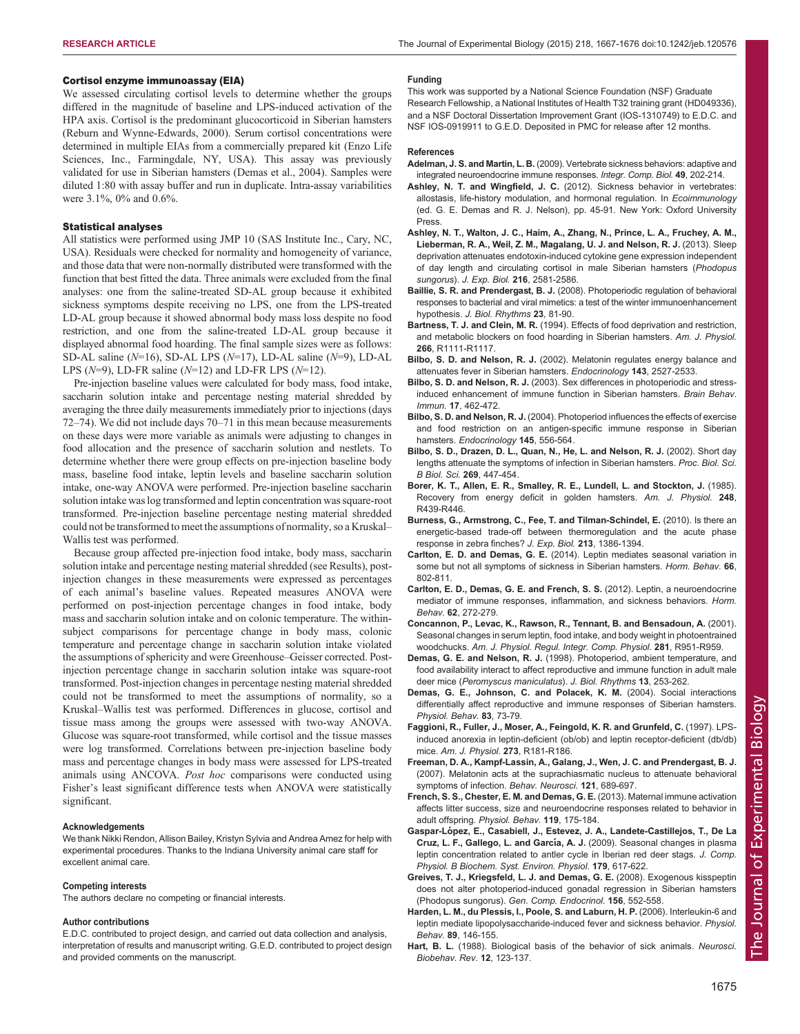### Cortisol enzyme immunoassay (EIA)

We assessed circulating cortisol levels to determine whether the groups differed in the magnitude of baseline and LPS-induced activation of the HPA axis. Cortisol is the predominant glucocorticoid in Siberian hamsters (Reburn and Wynne-Edwards, 2000). Serum cortisol concentrations were determined in multiple EIAs from a commercially prepared kit (Enzo Life Sciences, Inc., Farmingdale, NY, USA). This assay was previously validated for use in Siberian hamsters (Demas et al., 2004). Samples were diluted 1:80 with assay buffer and run in duplicate. Intra-assay variabilities were 3.1%, 0% and 0.6%.

### Statistical analyses

All statistics were performed using JMP 10 (SAS Institute Inc., Cary, NC, USA). Residuals were checked for normality and homogeneity of variance, and those data that were non-normally distributed were transformed with the function that best fitted the data. Three animals were excluded from the final analyses: one from the saline-treated SD-AL group because it exhibited sickness symptoms despite receiving no LPS, one from the LPS-treated LD-AL group because it showed abnormal body mass loss despite no food restriction, and one from the saline-treated LD-AL group because it displayed abnormal food hoarding. The final sample sizes were as follows: SD-AL saline ($N$=16), SD-AL LPS ($N$=17), LD-AL saline ($N$=9), LD-AL LPS ($N$=9), LD-FR saline ($N$=12) and LD-FR LPS ($N$=12).

Pre-injection baseline values were calculated for body mass, food intake, saccharin solution intake and percentage nesting material shredded by averaging the three daily measurements immediately prior to injections (days 72–74). We did not include days 70–71 in this mean because measurements on these days were more variable as animals were adjusting to changes in food allocation and the presence of saccharin solution and nestlets. To determine whether there were group effects on pre-injection baseline body mass, baseline food intake, leptin levels and baseline saccharin solution intake, one-way ANOVA were performed. Pre-injection baseline saccharin solution intake was log transformed and leptin concentration was square-root transformed. Pre-injection baseline percentage nesting material shredded could not be transformed to meet the assumptions of normality, so a Kruskal–Wallis test was performed.

Because group affected pre-injection food intake, body mass, saccharin solution intake and percentage nesting material shredded (see Results), post-injection changes in these measurements were expressed as percentages of each animal's baseline values. Repeated measures ANOVA were performed on post-injection percentage changes in food intake, body mass and saccharin solution intake and on colonic temperature. The within-subject comparisons for percentage change in body mass, colonic temperature and percentage change in saccharin solution intake violated the assumptions of sphericity and were Greenhouse–Geisser corrected. Post-injection percentage change in saccharin solution intake was square-root transformed. Post-injection changes in percentage nesting material shredded could not be transformed to meet the assumptions of normality, so a Kruskal–Wallis test was performed. Differences in glucose, cortisol and tissue mass among the groups were assessed with two-way ANOVA. Glucose was square-root transformed, while cortisol and the tissue masses were log transformed. Correlations between pre-injection baseline body mass and percentage changes in body mass were assessed for LPS-treated animals using ANCOVA. *Post hoc* comparisons were conducted using Fisher's least significant difference tests when ANOVA were statistically significant.

#### Acknowledgements

We thank Nikki Rendon, Allison Bailey, Kristyn Sylvia and Andrea Amez for help with experimental procedures. Thanks to the Indiana University animal care staff for excellent animal care.

#### Competing interests

The authors declare no competing or financial interests.

#### Author contributions

E.D.C. contributed to project design, and carried out data collection and analysis, interpretation of results and manuscript writing. G.E.D. contributed to project design and provided comments on the manuscript.

#### Funding

This work was supported by a National Science Foundation (NSF) Graduate Research Fellowship, a National Institutes of Health T32 training grant (HD049336), and a NSF Doctoral Dissertation Improvement Grant (IOS-1310749) to E.D.C. and NSF IOS-0919911 to G.E.D. Deposited in PMC for release after 12 months.

#### References

**Adelman, J. S. and Martin, L. B.** (2009). Vertebrate sickness behaviors: adaptive and integrated neuroendocrine immune responses. *Integr. Comp. Biol.* **49**, 202-214.

**Ashley, N. T. and Wingfield, J. C.** (2012). Sickness behavior in vertebrates: allostasis, life-history modulation, and hormonal regulation. In *Ecoimmunology* (ed. G. E. Demas and R. J. Nelson), pp. 45-91. New York: Oxford University Press.

**Ashley, N. T., Walton, J. C., Haim, A., Zhang, N., Prince, L. A., Fruchey, A. M., Lieberman, R. A., Weil, Z. M., Magalang, U. J. and Nelson, R. J.** (2013). Sleep deprivation attenuates endotoxin-induced cytokine gene expression independent of day length and circulating cortisol in male Siberian hamsters (*Phodopus sungorus*). *J. Exp. Biol.* **216**, 2581-2586.

**Baillie, S. R. and Prendergast, B. J.** (2008). Photoperiodic regulation of behavioral responses to bacterial and viral mimetics: a test of the winter immunoenhancement hypothesis. *J. Biol. Rhythms* **23**, 81-90.

**Bartness, T. J. and Clein, M. R.** (1994). Effects of food deprivation and restriction, and metabolic blockers on food hoarding in Siberian hamsters. *Am. J. Physiol.* **266**, R1111-R1117.

**Bilbo, S. D. and Nelson, R. J.** (2002). Melatonin regulates energy balance and attenuates fever in Siberian hamsters. *Endocrinology* **143**, 2527-2533.

**Bilbo, S. D. and Nelson, R. J.** (2003). Sex differences in photoperiodic and stress-induced enhancement of immune function in Siberian hamsters. *Brain Behav. Immun.* **17**, 462-472.

**Bilbo, S. D. and Nelson, R. J.** (2004). Photoperiod influences the effects of exercise and food restriction on an antigen-specific immune response in Siberian hamsters. *Endocrinology* **145**, 556-564.

**Bilbo, S. D., Drazen, D. L., Quan, N., He, L. and Nelson, R. J.** (2002). Short day lengths attenuate the symptoms of infection in Siberian hamsters. *Proc. Biol. Sci. B Biol. Sci.* **269**, 447-454.

**Borer, K. T., Allen, E. R., Smalley, R. E., Lundell, L. and Stockton, J.** (1985). Recovery from energy deficit in golden hamsters. *Am. J. Physiol.* **248**, R439-R446.

**Burness, G., Armstrong, C., Fee, T. and Tilman-Schindel, E.** (2010). Is there an energetic-based trade-off between thermoregulation and the acute phase response in zebra finches? *J. Exp. Biol.* **213**, 1386-1394.

**Carlton, E. D. and Demas, G. E.** (2014). Leptin mediates seasonal variation in some but not all symptoms of sickness in Siberian hamsters. *Horm. Behav.* **66**, 802-811.

**Carlton, E. D., Demas, G. E. and French, S. S.** (2012). Leptin, a neuroendocrine mediator of immune responses, inflammation, and sickness behaviors. *Horm. Behav.* **62**, 272-279.

**Concannon, P., Levac, K., Rawson, R., Tennant, B. and Bensadoun, A.** (2001). Seasonal changes in serum leptin, food intake, and body weight in photoentrained woodchucks. *Am. J. Physiol. Regul. Integr. Comp. Physiol.* **281**, R951-R959.

**Demas, G. E. and Nelson, R. J.** (1998). Photoperiod, ambient temperature, and food availability interact to affect reproductive and immune function in adult male deer mice (*Peromyscus maniculatus*). *J. Biol. Rhythms* **13**, 253-262.

**Demas, G. E., Johnson, C. and Polacek, K. M.** (2004). Social interactions differentially affect reproductive and immune responses of Siberian hamsters. *Physiol. Behav.* **83**, 73-79.

**Faggioni, R., Fuller, J., Moser, A., Feingold, K. R. and Grunfeld, C.** (1997). LPS-induced anorexia in leptin-deficient (ob/ob) and leptin receptor-deficient (db/db) mice. *Am. J. Physiol.* **273**, R181-R186.

**Freeman, D. A., Kampf-Lassin, A., Galang, J., Wen, J. C. and Prendergast, B. J.** (2007). Melatonin acts at the suprachiasmatic nucleus to attenuate behavioral symptoms of infection. *Behav. Neurosci.* **121**, 689-697.

**French, S. S., Chester, E. M. and Demas, G. E.** (2013). Maternal immune activation affects litter success, size and neuroendocrine responses related to behavior in adult offspring. *Physiol. Behav.* **119**, 175-184.

**Gaspar-López, E., Casabiell, J., Estevez, J. A., Landete-Castillejos, T., De La Cruz, L. F., Gallego, L. and García, A. J.** (2009). Seasonal changes in plasma leptin concentration related to antler cycle in Iberian red deer stags. *J. Comp. Physiol. B Biochem. Syst. Environ. Physiol.* **179**, 617-622.

**Greives, T. J., Kriegsfeld, L. J. and Demas, G. E.** (2008). Exogenous kisspeptin does not alter photoperiod-induced gonadal regression in Siberian hamsters (Phodopus sungorus). *Gen. Comp. Endocrinol.* **156**, 552-558.

**Harden, L. M., du Plessis, I., Poole, S. and Laburn, H. P.** (2006). Interleukin-6 and leptin mediate lipopolysaccharide-induced fever and sickness behavior. *Physiol. Behav.* **89**, 146-155.

**Hart, B. L.** (1988). Biological basis of the behavior of sick animals. *Neurosci. Biobehav. Rev.* **12**, 123-137.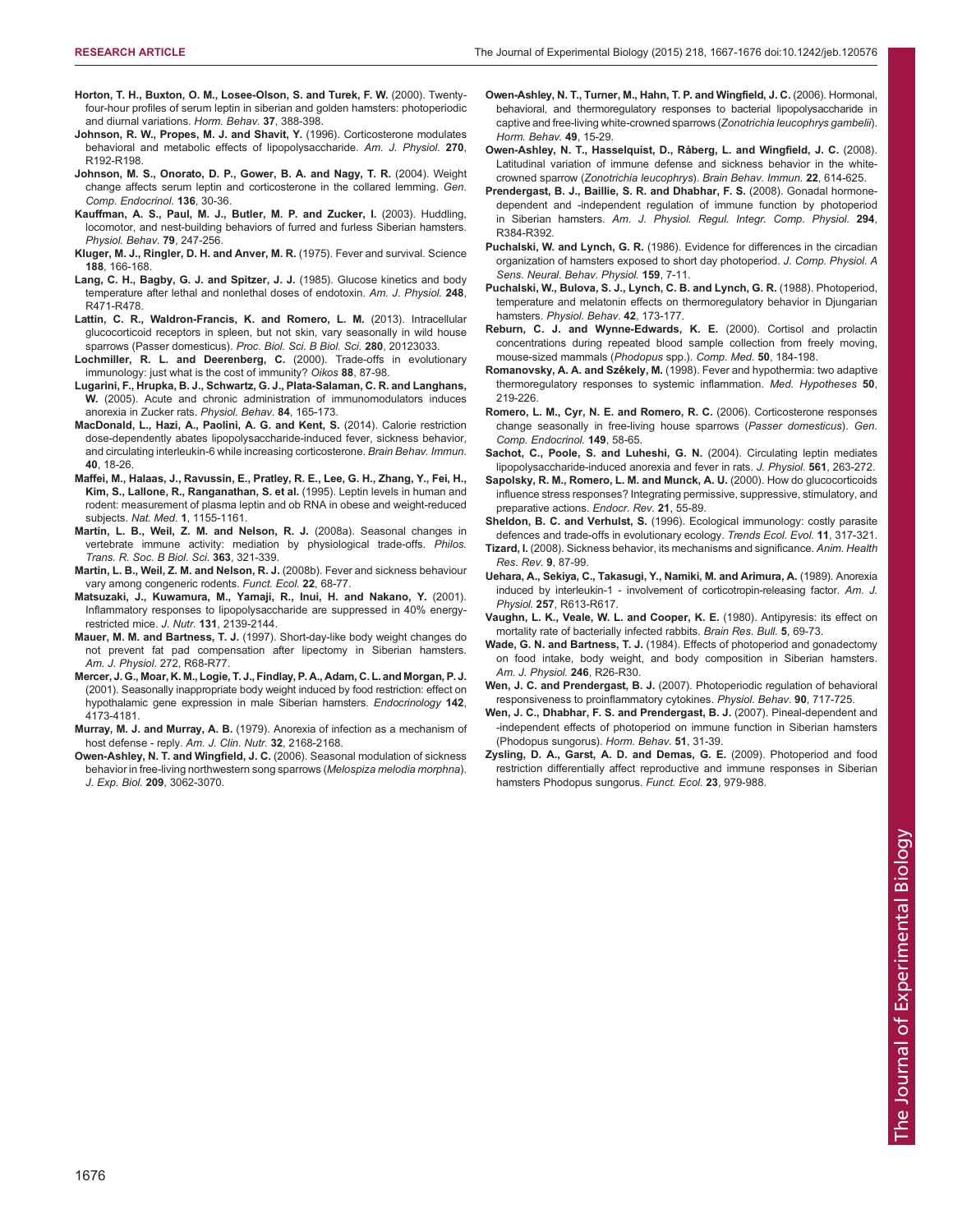**Horton, T. H., Buxton, O. M., Losee-Olson, S. and Turek, F. W.** (2000). Twenty-four-hour profiles of serum leptin in siberian and golden hamsters: photoperiodic and diurnal variations. *Horm. Behav.* **37**, 388-398.

**Johnson, R. W., Propes, M. J. and Shavit, Y.** (1996). Corticosterone modulates behavioral and metabolic effects of lipopolysaccharide. *Am. J. Physiol.* **270**, R192-R198.

**Johnson, M. S., Onorato, D. P., Gower, B. A. and Nagy, T. R.** (2004). Weight change affects serum leptin and corticosterone in the collared lemming. *Gen. Comp. Endocrinol.* **136**, 30-36.

**Kauffman, A. S., Paul, M. J., Butler, M. P. and Zucker, I.** (2003). Huddling, locomotor, and nest-building behaviors of furred and furless Siberian hamsters. *Physiol. Behav.* **79**, 247-256.

**Kluger, M. J., Ringler, D. H. and Anver, M. R.** (1975). Fever and survival. Science **188**, 166-168.

**Lang, C. H., Bagby, G. J. and Spitzer, J. J.** (1985). Glucose kinetics and body temperature after lethal and nonlethal doses of endotoxin. *Am. J. Physiol.* **248**, R471-R478.

**Lattin, C. R., Waldron-Francis, K. and Romero, L. M.** (2013). Intracellular glucocorticoid receptors in spleen, but not skin, vary seasonally in wild house sparrows (Passer domesticus). *Proc. Biol. Sci. B Biol. Sci.* **280**, 20123033.

**Lochmiller, R. L. and Deerenberg, C.** (2000). Trade-offs in evolutionary immunology: just what is the cost of immunity? *Oikos* **88**, 87-98.

**Lugarini, F., Hrupka, B. J., Schwartz, G. J., Plata-Salaman, C. R. and Langhans, W.** (2005). Acute and chronic administration of immunomodulators induces anorexia in Zucker rats. *Physiol. Behav.* **84**, 165-173.

**MacDonald, L., Hazi, A., Paolini, A. G. and Kent, S.** (2014). Calorie restriction dose-dependently abates lipopolysaccharide-induced fever, sickness behavior, and circulating interleukin-6 while increasing corticosterone. *Brain Behav. Immun.* **40**, 18-26.

**Maffei, M., Halaas, J., Ravussin, E., Pratley, R. E., Lee, G. H., Zhang, Y., Fei, H., Kim, S., Lallone, R., Ranganathan, S. et al.** (1995). Leptin levels in human and rodent: measurement of plasma leptin and ob RNA in obese and weight-reduced subjects. *Nat. Med.* **1**, 1155-1161.

**Martin, L. B., Weil, Z. M. and Nelson, R. J.** (2008a). Seasonal changes in vertebrate immune activity: mediation by physiological trade-offs. *Philos. Trans. R. Soc. B Biol. Sci.* **363**, 321-339.

**Martin, L. B., Weil, Z. M. and Nelson, R. J.** (2008b). Fever and sickness behaviour vary among congeneric rodents. *Funct. Ecol.* **22**, 68-77.

**Matsuzaki, J., Kuwamura, M., Yamaji, R., Inui, H. and Nakano, Y.** (2001). Inflammatory responses to lipopolysaccharide are suppressed in 40% energy-restricted mice. *J. Nutr.* **131**, 2139-2144.

**Mauer, M. M. and Bartness, T. J.** (1997). Short-day-like body weight changes do not prevent fat pad compensation after lipectomy in Siberian hamsters. *Am. J. Physiol.* 272, R68-R77.

**Mercer, J. G., Moar, K. M., Logie, T. J., Findlay, P. A., Adam, C. L. and Morgan, P. J.** (2001). Seasonally inappropriate body weight induced by food restriction: effect on hypothalamic gene expression in male Siberian hamsters. *Endocrinology* **142**, 4173-4181.

**Murray, M. J. and Murray, A. B.** (1979). Anorexia of infection as a mechanism of host defense - reply. *Am. J. Clin. Nutr.* **32**, 2168-2168.

**Owen-Ashley, N. T. and Wingfield, J. C.** (2006). Seasonal modulation of sickness behavior in free-living northwestern song sparrows (*Melospiza melodia morphna*). *J. Exp. Biol.* **209**, 3062-3070.

**Owen-Ashley, N. T., Turner, M., Hahn, T. P. and Wingfield, J. C.** (2006). Hormonal, behavioral, and thermoregulatory responses to bacterial lipopolysaccharide in captive and free-living white-crowned sparrows (*Zonotrichia leucophrys gambelii*). *Horm. Behav.* **49**, 15-29.

**Owen-Ashley, N. T., Hasselquist, D., Råberg, L. and Wingfield, J. C.** (2008). Latitudinal variation of immune defense and sickness behavior in the white-crowned sparrow (*Zonotrichia leucophrys*). *Brain Behav. Immun.* **22**, 614-625.

**Prendergast, B. J., Baillie, S. R. and Dhabhar, F. S.** (2008). Gonadal hormone-dependent and -independent regulation of immune function by photoperiod in Siberian hamsters. *Am. J. Physiol. Regul. Integr. Comp. Physiol.* **294**, R384-R392.

**Puchalski, W. and Lynch, G. R.** (1986). Evidence for differences in the circadian organization of hamsters exposed to short day photoperiod. *J. Comp. Physiol. A Sens. Neural. Behav. Physiol.* **159**, 7-11.

**Puchalski, W., Bulova, S. J., Lynch, C. B. and Lynch, G. R.** (1988). Photoperiod, temperature and melatonin effects on thermoregulatory behavior in Djungarian hamsters. *Physiol. Behav.* **42**, 173-177.

**Reburn, C. J. and Wynne-Edwards, K. E.** (2000). Cortisol and prolactin concentrations during repeated blood sample collection from freely moving, mouse-sized mammals (*Phodopus* spp.). *Comp. Med.* **50**, 184-198.

**Romanovsky, A. A. and Székely, M.** (1998). Fever and hypothermia: two adaptive thermoregulatory responses to systemic inflammation. *Med. Hypotheses* **50**, 219-226.

**Romero, L. M., Cyr, N. E. and Romero, R. C.** (2006). Corticosterone responses change seasonally in free-living house sparrows (*Passer domesticus*). *Gen. Comp. Endocrinol.* **149**, 58-65.

**Sachot, C., Poole, S. and Luheshi, G. N.** (2004). Circulating leptin mediates lipopolysaccharide-induced anorexia and fever in rats. *J. Physiol.* **561**, 263-272.

**Sapolsky, R. M., Romero, L. M. and Munck, A. U.** (2000). How do glucocorticoids influence stress responses? Integrating permissive, suppressive, stimulatory, and preparative actions. *Endocr. Rev.* **21**, 55-89.

**Sheldon, B. C. and Verhulst, S.** (1996). Ecological immunology: costly parasite defences and trade-offs in evolutionary ecology. *Trends Ecol. Evol.* **11**, 317-321.

**Tizard, I.** (2008). Sickness behavior, its mechanisms and significance. *Anim. Health Res. Rev.* **9**, 87-99.

**Uehara, A., Sekiya, C., Takasugi, Y., Namiki, M. and Arimura, A.** (1989). Anorexia induced by interleukin-1 - involvement of corticotropin-releasing factor. *Am. J. Physiol.* **257**, R613-R617.

**Vaughn, L. K., Veale, W. L. and Cooper, K. E.** (1980). Antipyresis: its effect on mortality rate of bacterially infected rabbits. *Brain Res. Bull.* **5**, 69-73.

**Wade, G. N. and Bartness, T. J.** (1984). Effects of photoperiod and gonadectomy on food intake, body weight, and body composition in Siberian hamsters. *Am. J. Physiol.* **246**, R26-R30.

**Wen, J. C. and Prendergast, B. J.** (2007). Photoperiodic regulation of behavioral responsiveness to proinflammatory cytokines. *Physiol. Behav.* **90**, 717-725.

**Wen, J. C., Dhabhar, F. S. and Prendergast, B. J.** (2007). Pineal-dependent and -independent effects of photoperiod on immune function in Siberian hamsters (Phodopus sungorus). *Horm. Behav.* **51**, 31-39.

**Zysling, D. A., Garst, A. D. and Demas, G. E.** (2009). Photoperiod and food restriction differentially affect reproductive and immune responses in Siberian hamsters Phodopus sungorus. *Funct. Ecol.* **23**, 979-988.